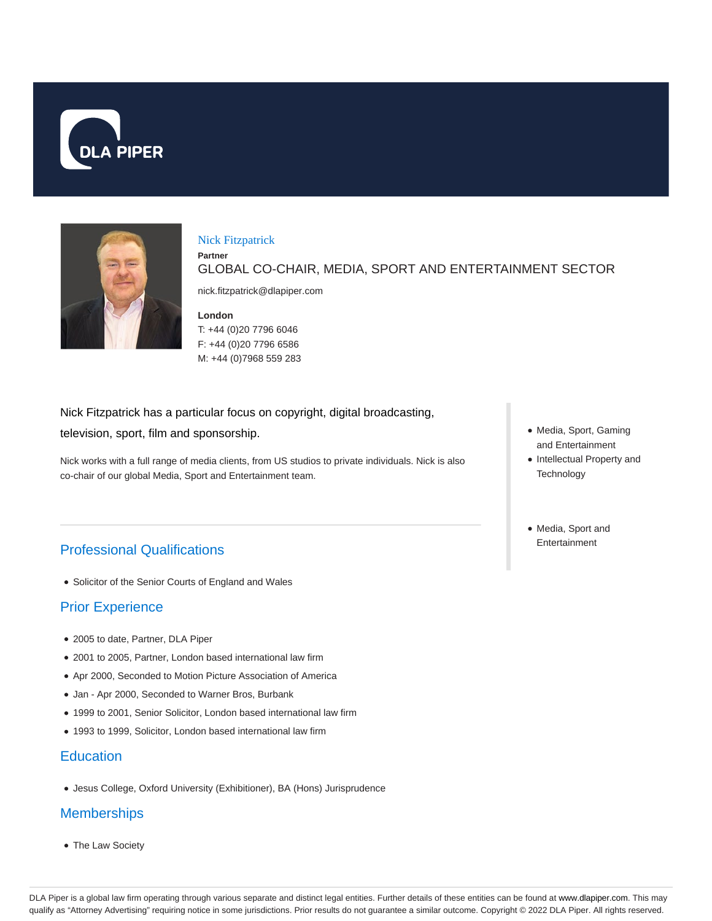DLA PIPER

# Nick Fitzpatrick

**Partner**

GLOBAL CO-CHAIR, MEDIA, SPORT AND ENTERTAINMENT SECTOR

nick.fitzpatrick@dlapiper.com

**London**

T: +44 (0)20 7796 6046

F: +44 (0)20 7796 6586

M: +44 (0)7968 559 283

Nick Fitzpatrick has a particular focus on copyright, digital broadcasting, television, sport, film and sponsorship.

Nick works with a full range of media clients, from US studios to private individuals. Nick is also co-chair of our global Media, Sport and Entertainment team.

- Media, Sport, Gaming and Entertainment
- Intellectual Property and Technology

- Media, Sport and Entertainment

## Professional Qualifications

- Solicitor of the Senior Courts of England and Wales

## Prior Experience

- 2005 to date, Partner, DLA Piper
- 2001 to 2005, Partner, London based international law firm
- Apr 2000, Seconded to Motion Picture Association of America
- Jan - Apr 2000, Seconded to Warner Bros, Burbank
- 1999 to 2001, Senior Solicitor, London based international law firm
- 1993 to 1999, Solicitor, London based international law firm

## Education

- Jesus College, Oxford University (Exhibitioner), BA (Hons) Jurisprudence

## Memberships

- The Law Society

DLA Piper is a global law firm operating through various separate and distinct legal entities. Further details of these entities can be found at www.dlapiper.com. This may qualify as "Attorney Advertising" requiring notice in some jurisdictions. Prior results do not guarantee a similar outcome. Copyright © 2022 DLA Piper. All rights reserved.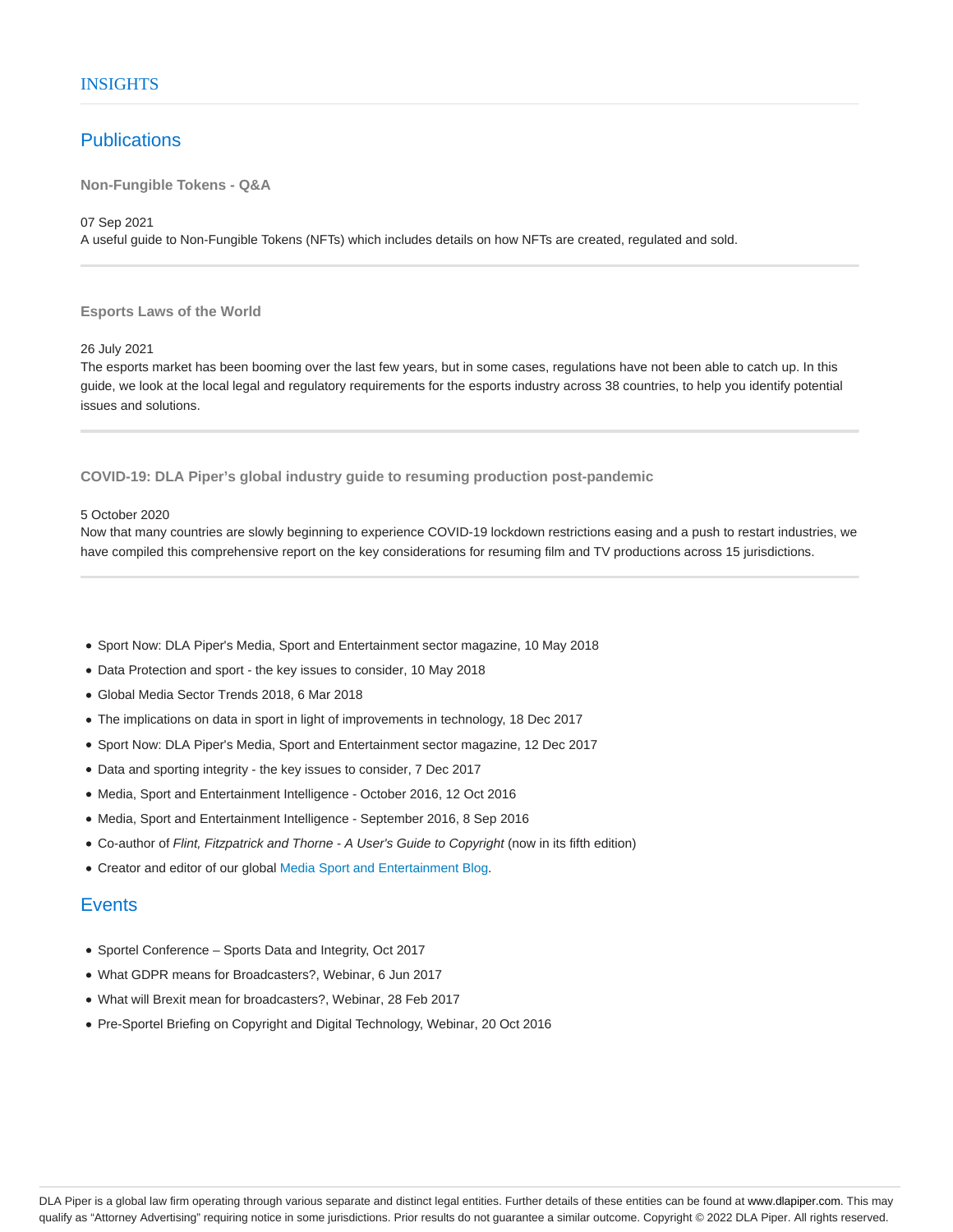INSIGHTS

## Publications

**Non-Fungible Tokens - Q&A**

07 Sep 2021

A useful guide to Non-Fungible Tokens (NFTs) which includes details on how NFTs are created, regulated and sold.

---

**Esports Laws of the World**

26 July 2021

The esports market has been booming over the last few years, but in some cases, regulations have not been able to catch up. In this guide, we look at the local legal and regulatory requirements for the esports industry across 38 countries, to help you identify potential issues and solutions.

---

**COVID-19: DLA Piper's global industry guide to resuming production post-pandemic**

5 October 2020

Now that many countries are slowly beginning to experience COVID-19 lockdown restrictions easing and a push to restart industries, we have compiled this comprehensive report on the key considerations for resuming film and TV productions across 15 jurisdictions.

---

- Sport Now: DLA Piper's Media, Sport and Entertainment sector magazine, 10 May 2018
- Data Protection and sport - the key issues to consider, 10 May 2018
- Global Media Sector Trends 2018, 6 Mar 2018
- The implications on data in sport in light of improvements in technology, 18 Dec 2017
- Sport Now: DLA Piper's Media, Sport and Entertainment sector magazine, 12 Dec 2017
- Data and sporting integrity - the key issues to consider, 7 Dec 2017
- Media, Sport and Entertainment Intelligence - October 2016, 12 Oct 2016
- Media, Sport and Entertainment Intelligence - September 2016, 8 Sep 2016
- Co-author of *Flint, Fitzpatrick and Thorne - A User's Guide to Copyright* (now in its fifth edition)
- Creator and editor of our global Media Sport and Entertainment Blog.

## Events

- Sportel Conference – Sports Data and Integrity, Oct 2017
- What GDPR means for Broadcasters?, Webinar, 6 Jun 2017
- What will Brexit mean for broadcasters?, Webinar, 28 Feb 2017
- Pre-Sportel Briefing on Copyright and Digital Technology, Webinar, 20 Oct 2016

DLA Piper is a global law firm operating through various separate and distinct legal entities. Further details of these entities can be found at www.dlapiper.com. This may qualify as "Attorney Advertising" requiring notice in some jurisdictions. Prior results do not guarantee a similar outcome. Copyright © 2022 DLA Piper. All rights reserved.